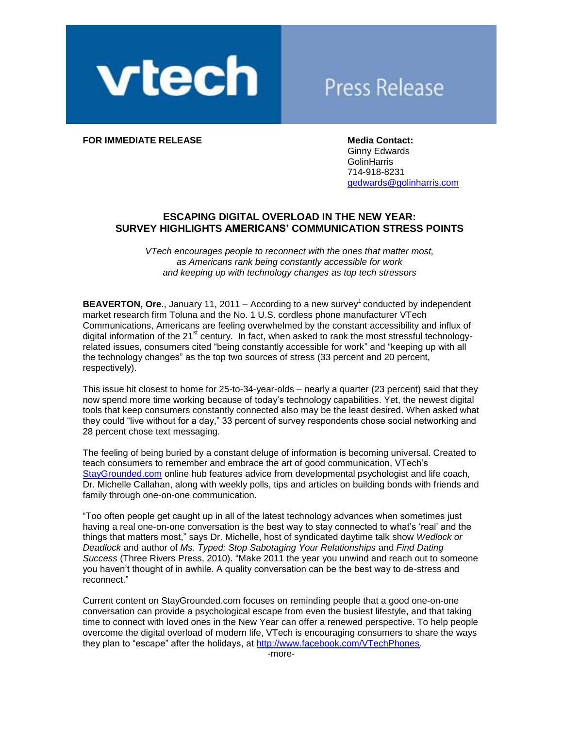vtech Press Release

**FOR IMMEDIATE RELEASE**

**Media Contact:**
Ginny Edwards
GolinHarris
714-918-8231
gedwards@golinharris.com

## ESCAPING DIGITAL OVERLOAD IN THE NEW YEAR: SURVEY HIGHLIGHTS AMERICANS' COMMUNICATION STRESS POINTS

*VTech encourages people to reconnect with the ones that matter most, as Americans rank being constantly accessible for work and keeping up with technology changes as top tech stressors*

**BEAVERTON, Ore**., January 11, 2011 – According to a new survey[1] conducted by independent market research firm Toluna and the No. 1 U.S. cordless phone manufacturer VTech Communications, Americans are feeling overwhelmed by the constant accessibility and influx of digital information of the 21st century. In fact, when asked to rank the most stressful technology-related issues, consumers cited "being constantly accessible for work" and "keeping up with all the technology changes" as the top two sources of stress (33 percent and 20 percent, respectively).

This issue hit closest to home for 25-to-34-year-olds – nearly a quarter (23 percent) said that they now spend more time working because of today's technology capabilities. Yet, the newest digital tools that keep consumers constantly connected also may be the least desired. When asked what they could "live without for a day," 33 percent of survey respondents chose social networking and 28 percent chose text messaging.

The feeling of being buried by a constant deluge of information is becoming universal. Created to teach consumers to remember and embrace the art of good communication, VTech's StayGrounded.com online hub features advice from developmental psychologist and life coach, Dr. Michelle Callahan, along with weekly polls, tips and articles on building bonds with friends and family through one-on-one communication.

"Too often people get caught up in all of the latest technology advances when sometimes just having a real one-on-one conversation is the best way to stay connected to what's 'real' and the things that matters most," says Dr. Michelle, host of syndicated daytime talk show *Wedlock or Deadlock* and author of *Ms. Typed: Stop Sabotaging Your Relationships* and *Find Dating Success* (Three Rivers Press, 2010). "Make 2011 the year you unwind and reach out to someone you haven't thought of in awhile. A quality conversation can be the best way to de-stress and reconnect."

Current content on StayGrounded.com focuses on reminding people that a good one-on-one conversation can provide a psychological escape from even the busiest lifestyle, and that taking time to connect with loved ones in the New Year can offer a renewed perspective. To help people overcome the digital overload of modern life, VTech is encouraging consumers to share the ways they plan to "escape" after the holidays, at http://www.facebook.com/VTechPhones.

-more-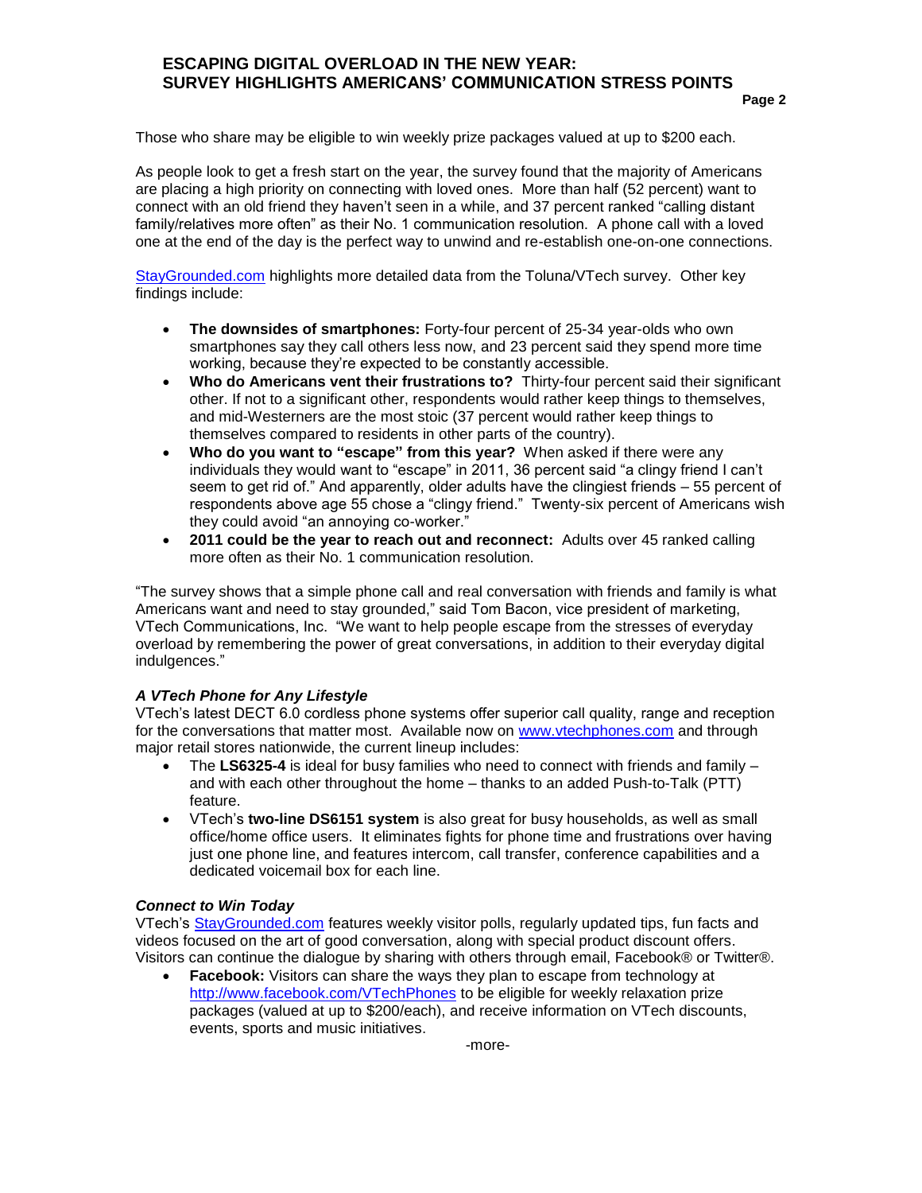Those who share may be eligible to win weekly prize packages valued at up to $200 each.

As people look to get a fresh start on the year, the survey found that the majority of Americans are placing a high priority on connecting with loved ones. More than half (52 percent) want to connect with an old friend they haven't seen in a while, and 37 percent ranked "calling distant family/relatives more often" as their No. 1 communication resolution. A phone call with a loved one at the end of the day is the perfect way to unwind and re-establish one-on-one connections.

StayGrounded.com highlights more detailed data from the Toluna/VTech survey. Other key findings include:

- **The downsides of smartphones:** Forty-four percent of 25-34 year-olds who own smartphones say they call others less now, and 23 percent said they spend more time working, because they're expected to be constantly accessible.
- **Who do Americans vent their frustrations to?** Thirty-four percent said their significant other. If not to a significant other, respondents would rather keep things to themselves, and mid-Westerners are the most stoic (37 percent would rather keep things to themselves compared to residents in other parts of the country).
- **Who do you want to "escape" from this year?** When asked if there were any individuals they would want to "escape" in 2011, 36 percent said "a clingy friend I can't seem to get rid of." And apparently, older adults have the clingiest friends – 55 percent of respondents above age 55 chose a "clingy friend." Twenty-six percent of Americans wish they could avoid "an annoying co-worker."
- **2011 could be the year to reach out and reconnect:** Adults over 45 ranked calling more often as their No. 1 communication resolution.

"The survey shows that a simple phone call and real conversation with friends and family is what Americans want and need to stay grounded," said Tom Bacon, vice president of marketing, VTech Communications, Inc. "We want to help people escape from the stresses of everyday overload by remembering the power of great conversations, in addition to their everyday digital indulgences."

***A VTech Phone for Any Lifestyle***

VTech's latest DECT 6.0 cordless phone systems offer superior call quality, range and reception for the conversations that matter most. Available now on www.vtechphones.com and through major retail stores nationwide, the current lineup includes:

- The **LS6325-4** is ideal for busy families who need to connect with friends and family – and with each other throughout the home – thanks to an added Push-to-Talk (PTT) feature.
- VTech's **two-line DS6151 system** is also great for busy households, as well as small office/home office users. It eliminates fights for phone time and frustrations over having just one phone line, and features intercom, call transfer, conference capabilities and a dedicated voicemail box for each line.

***Connect to Win Today***

VTech's StayGrounded.com features weekly visitor polls, regularly updated tips, fun facts and videos focused on the art of good conversation, along with special product discount offers. Visitors can continue the dialogue by sharing with others through email, Facebook® or Twitter®.

- **Facebook:** Visitors can share the ways they plan to escape from technology at http://www.facebook.com/VTechPhones to be eligible for weekly relaxation prize packages (valued at up to $200/each), and receive information on VTech discounts, events, sports and music initiatives.

-more-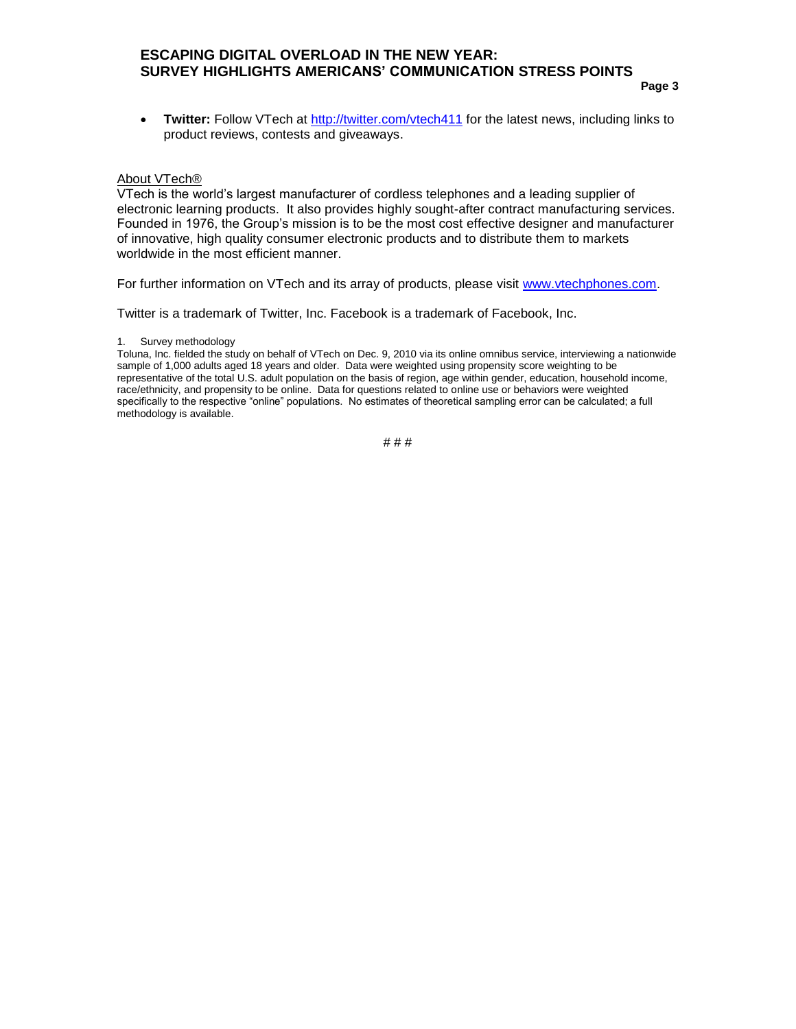- **Twitter:** Follow VTech at http://twitter.com/vtech411 for the latest news, including links to product reviews, contests and giveaways.

About VTech®

VTech is the world's largest manufacturer of cordless telephones and a leading supplier of electronic learning products. It also provides highly sought-after contract manufacturing services. Founded in 1976, the Group's mission is to be the most cost effective designer and manufacturer of innovative, high quality consumer electronic products and to distribute them to markets worldwide in the most efficient manner.

For further information on VTech and its array of products, please visit www.vtechphones.com.

Twitter is a trademark of Twitter, Inc. Facebook is a trademark of Facebook, Inc.

1. Survey methodology

Toluna, Inc. fielded the study on behalf of VTech on Dec. 9, 2010 via its online omnibus service, interviewing a nationwide sample of 1,000 adults aged 18 years and older. Data were weighted using propensity score weighting to be representative of the total U.S. adult population on the basis of region, age within gender, education, household income, race/ethnicity, and propensity to be online. Data for questions related to online use or behaviors were weighted specifically to the respective "online" populations. No estimates of theoretical sampling error can be calculated; a full methodology is available.

# # #